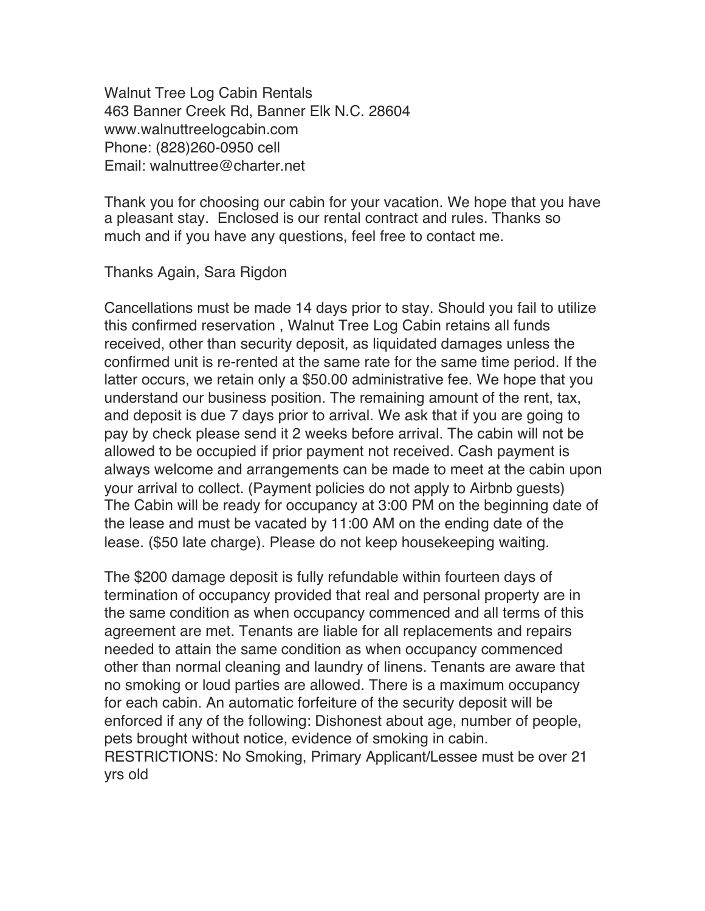Walnut Tree Log Cabin Rentals
463 Banner Creek Rd, Banner Elk N.C. 28604
www.walnuttreelogcabin.com
Phone: (828)260-0950 cell
Email: walnuttree@charter.net

Thank you for choosing our cabin for your vacation. We hope that you have a pleasant stay. Enclosed is our rental contract and rules. Thanks so much and if you have any questions, feel free to contact me.

Thanks Again, Sara Rigdon

Cancellations must be made 14 days prior to stay. Should you fail to utilize this confirmed reservation , Walnut Tree Log Cabin retains all funds received, other than security deposit, as liquidated damages unless the confirmed unit is re-rented at the same rate for the same time period. If the latter occurs, we retain only a $50.00 administrative fee. We hope that you understand our business position. The remaining amount of the rent, tax, and deposit is due 7 days prior to arrival. We ask that if you are going to pay by check please send it 2 weeks before arrival. The cabin will not be allowed to be occupied if prior payment not received. Cash payment is always welcome and arrangements can be made to meet at the cabin upon your arrival to collect. (Payment policies do not apply to Airbnb guests)
The Cabin will be ready for occupancy at 3:00 PM on the beginning date of the lease and must be vacated by 11:00 AM on the ending date of the lease. ($50 late charge). Please do not keep housekeeping waiting.

The $200 damage deposit is fully refundable within fourteen days of termination of occupancy provided that real and personal property are in the same condition as when occupancy commenced and all terms of this agreement are met. Tenants are liable for all replacements and repairs needed to attain the same condition as when occupancy commenced other than normal cleaning and laundry of linens. Tenants are aware that no smoking or loud parties are allowed. There is a maximum occupancy for each cabin. An automatic forfeiture of the security deposit will be enforced if any of the following: Dishonest about age, number of people, pets brought without notice, evidence of smoking in cabin.
RESTRICTIONS: No Smoking, Primary Applicant/Lessee must be over 21 yrs old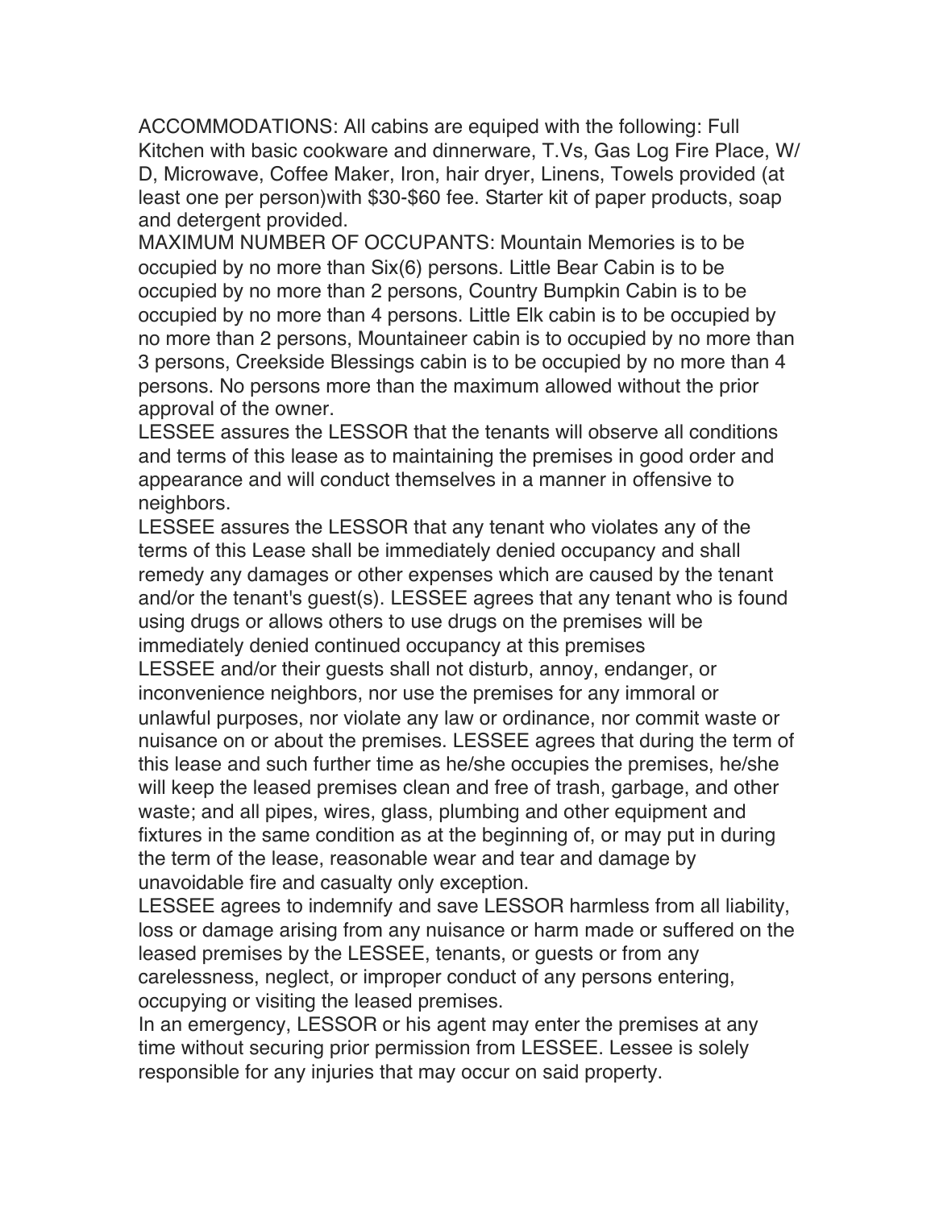ACCOMMODATIONS: All cabins are equiped with the following: Full Kitchen with basic cookware and dinnerware, T.Vs, Gas Log Fire Place, W/D, Microwave, Coffee Maker, Iron, hair dryer, Linens, Towels provided (at least one per person)with $30-$60 fee. Starter kit of paper products, soap and detergent provided.

MAXIMUM NUMBER OF OCCUPANTS: Mountain Memories is to be occupied by no more than Six(6) persons. Little Bear Cabin is to be occupied by no more than 2 persons, Country Bumpkin Cabin is to be occupied by no more than 4 persons. Little Elk cabin is to be occupied by no more than 2 persons, Mountaineer cabin is to occupied by no more than 3 persons, Creekside Blessings cabin is to be occupied by no more than 4 persons. No persons more than the maximum allowed without the prior approval of the owner.

LESSEE assures the LESSOR that the tenants will observe all conditions and terms of this lease as to maintaining the premises in good order and appearance and will conduct themselves in a manner in offensive to neighbors.

LESSEE assures the LESSOR that any tenant who violates any of the terms of this Lease shall be immediately denied occupancy and shall remedy any damages or other expenses which are caused by the tenant and/or the tenant's guest(s). LESSEE agrees that any tenant who is found using drugs or allows others to use drugs on the premises will be immediately denied continued occupancy at this premises

LESSEE and/or their guests shall not disturb, annoy, endanger, or inconvenience neighbors, nor use the premises for any immoral or unlawful purposes, nor violate any law or ordinance, nor commit waste or nuisance on or about the premises. LESSEE agrees that during the term of this lease and such further time as he/she occupies the premises, he/she will keep the leased premises clean and free of trash, garbage, and other waste; and all pipes, wires, glass, plumbing and other equipment and fixtures in the same condition as at the beginning of, or may put in during the term of the lease, reasonable wear and tear and damage by unavoidable fire and casualty only exception.

LESSEE agrees to indemnify and save LESSOR harmless from all liability, loss or damage arising from any nuisance or harm made or suffered on the leased premises by the LESSEE, tenants, or guests or from any carelessness, neglect, or improper conduct of any persons entering, occupying or visiting the leased premises.

In an emergency, LESSOR or his agent may enter the premises at any time without securing prior permission from LESSEE. Lessee is solely responsible for any injuries that may occur on said property.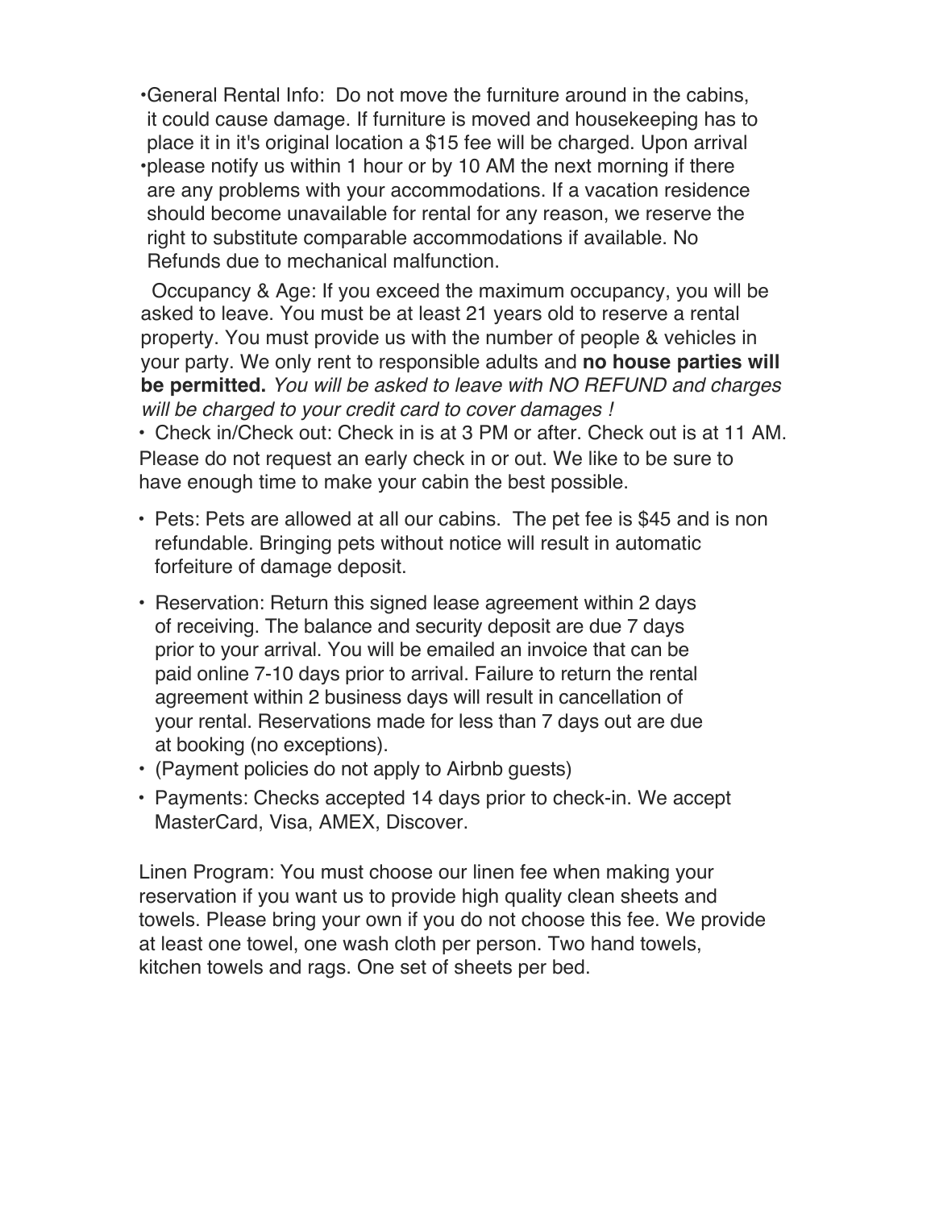- General Rental Info: Do not move the furniture around in the cabins, it could cause damage. If furniture is moved and housekeeping has to place it in it's original location a $15 fee will be charged. Upon arrival
- please notify us within 1 hour or by 10 AM the next morning if there are any problems with your accommodations. If a vacation residence should become unavailable for rental for any reason, we reserve the right to substitute comparable accommodations if available. No Refunds due to mechanical malfunction.

Occupancy & Age: If you exceed the maximum occupancy, you will be asked to leave. You must be at least 21 years old to reserve a rental property. You must provide us with the number of people & vehicles in your party. We only rent to responsible adults and **no house parties will be permitted.** *You will be asked to leave with NO REFUND and charges will be charged to your credit card to cover damages !*

- Check in/Check out: Check in is at 3 PM or after. Check out is at 11 AM. Please do not request an early check in or out. We like to be sure to have enough time to make your cabin the best possible.

- Pets: Pets are allowed at all our cabins. The pet fee is $45 and is non refundable. Bringing pets without notice will result in automatic forfeiture of damage deposit.
- Reservation: Return this signed lease agreement within 2 days of receiving. The balance and security deposit are due 7 days prior to your arrival. You will be emailed an invoice that can be paid online 7-10 days prior to arrival. Failure to return the rental agreement within 2 business days will result in cancellation of your rental. Reservations made for less than 7 days out are due at booking (no exceptions).
- (Payment policies do not apply to Airbnb guests)
- Payments: Checks accepted 14 days prior to check-in. We accept MasterCard, Visa, AMEX, Discover.

Linen Program: You must choose our linen fee when making your reservation if you want us to provide high quality clean sheets and towels. Please bring your own if you do not choose this fee. We provide at least one towel, one wash cloth per person. Two hand towels, kitchen towels and rags. One set of sheets per bed.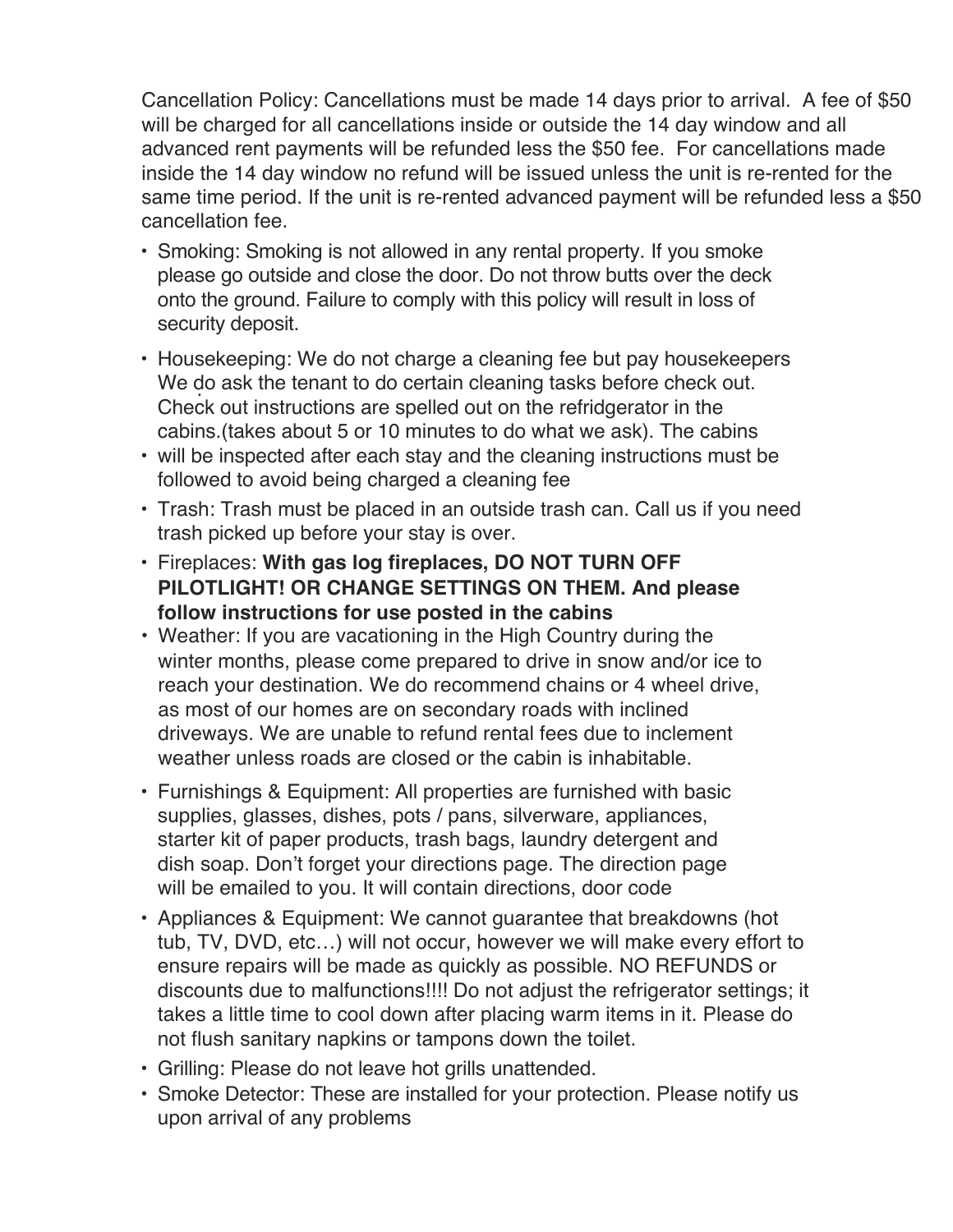Cancellation Policy: Cancellations must be made 14 days prior to arrival. A fee of $50 will be charged for all cancellations inside or outside the 14 day window and all advanced rent payments will be refunded less the $50 fee. For cancellations made inside the 14 day window no refund will be issued unless the unit is re-rented for the same time period. If the unit is re-rented advanced payment will be refunded less a $50 cancellation fee.

- Smoking: Smoking is not allowed in any rental property. If you smoke please go outside and close the door. Do not throw butts over the deck onto the ground. Failure to comply with this policy will result in loss of security deposit.
- Housekeeping: We do not charge a cleaning fee but pay housekeepers We do ask the tenant to do certain cleaning tasks before check out. Check out instructions are spelled out on the refridgerator in the cabins.(takes about 5 or 10 minutes to do what we ask). The cabins
- will be inspected after each stay and the cleaning instructions must be followed to avoid being charged a cleaning fee
- Trash: Trash must be placed in an outside trash can. Call us if you need trash picked up before your stay is over.
- Fireplaces: **With gas log fireplaces, DO NOT TURN OFF PILOTLIGHT! OR CHANGE SETTINGS ON THEM. And please follow instructions for use posted in the cabins**
- Weather: If you are vacationing in the High Country during the winter months, please come prepared to drive in snow and/or ice to reach your destination. We do recommend chains or 4 wheel drive, as most of our homes are on secondary roads with inclined driveways. We are unable to refund rental fees due to inclement weather unless roads are closed or the cabin is inhabitable.
- Furnishings & Equipment: All properties are furnished with basic supplies, glasses, dishes, pots / pans, silverware, appliances, starter kit of paper products, trash bags, laundry detergent and dish soap. Don't forget your directions page. The direction page will be emailed to you. It will contain directions, door code
- Appliances & Equipment: We cannot guarantee that breakdowns (hot tub, TV, DVD, etc…) will not occur, however we will make every effort to ensure repairs will be made as quickly as possible. NO REFUNDS or discounts due to malfunctions!!!! Do not adjust the refrigerator settings; it takes a little time to cool down after placing warm items in it. Please do not flush sanitary napkins or tampons down the toilet.
- Grilling: Please do not leave hot grills unattended.
- Smoke Detector: These are installed for your protection. Please notify us upon arrival of any problems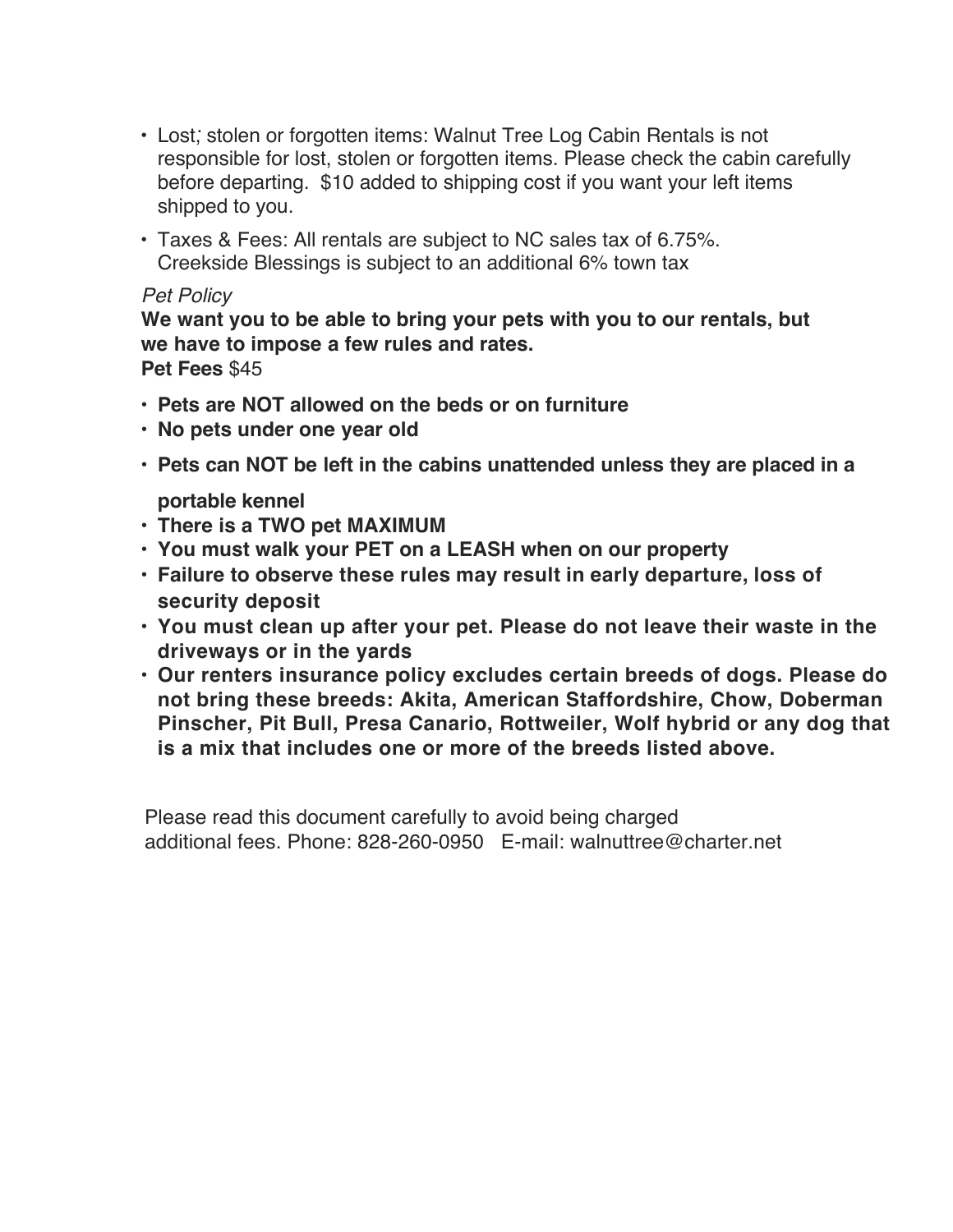- Lost; stolen or forgotten items: Walnut Tree Log Cabin Rentals is not responsible for lost, stolen or forgotten items. Please check the cabin carefully before departing. $10 added to shipping cost if you want your left items shipped to you.
- Taxes & Fees: All rentals are subject to NC sales tax of 6.75%. Creekside Blessings is subject to an additional 6% town tax

*Pet Policy*

**We want you to be able to bring your pets with you to our rentals, but we have to impose a few rules and rates.**

**Pet Fees** $45

- **Pets are NOT allowed on the beds or on furniture**
- **No pets under one year old**
- **Pets can NOT be left in the cabins unattended unless they are placed in a portable kennel**
- **There is a TWO pet MAXIMUM**
- **You must walk your PET on a LEASH when on our property**
- **Failure to observe these rules may result in early departure, loss of security deposit**
- **You must clean up after your pet. Please do not leave their waste in the driveways or in the yards**
- **Our renters insurance policy excludes certain breeds of dogs. Please do not bring these breeds: Akita, American Staffordshire, Chow, Doberman Pinscher, Pit Bull, Presa Canario, Rottweiler, Wolf hybrid or any dog that is a mix that includes one or more of the breeds listed above.**

Please read this document carefully to avoid being charged additional fees. Phone: 828-260-0950 E-mail: walnuttree@charter.net